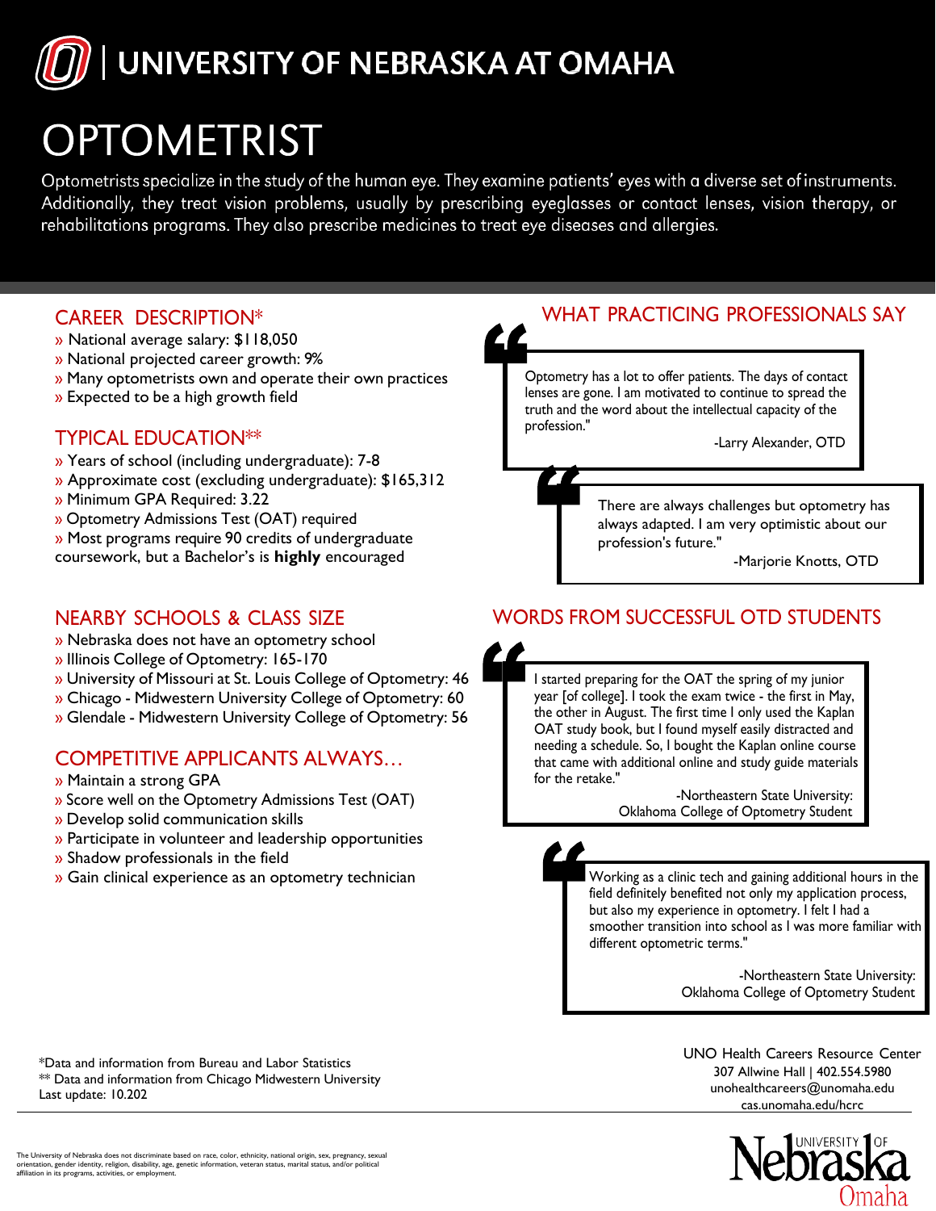# UNIVERSITY OF NEBRASKA AT OMAHA

# OPTOMETRIST

Optometrists specialize in the study of the human eye. They examine patients' eyes with a diverse set of instruments. Additionally, they treat vision problems, usually by prescribing eyeglasses or contact lenses, vision therapy, or rehabilitations programs. They also prescribe medicines to treat eye diseases and allergies.

## CAREER DESCRIPTION*

» National average salary: $118,050
» National projected career growth: 9%
» Many optometrists own and operate their own practices
» Expected to be a high growth field

## TYPICAL EDUCATION**

» Years of school (including undergraduate): 7-8
» Approximate cost (excluding undergraduate): $165,312
» Minimum GPA Required: 3.22
» Optometry Admissions Test (OAT) required
» Most programs require 90 credits of undergraduate coursework, but a Bachelor's is **highly** encouraged

## NEARBY SCHOOLS & CLASS SIZE

» Nebraska does not have an optometry school
» Illinois College of Optometry: 165-170
» University of Missouri at St. Louis College of Optometry: 46
» Chicago - Midwestern University College of Optometry: 60
» Glendale - Midwestern University College of Optometry: 56

## COMPETITIVE APPLICANTS ALWAYS…

» Maintain a strong GPA
» Score well on the Optometry Admissions Test (OAT)
» Develop solid communication skills
» Participate in volunteer and leadership opportunities
» Shadow professionals in the field
» Gain clinical experience as an optometry technician

## WHAT PRACTICING PROFESSIONALS SAY

"Optometry has a lot to offer patients. The days of contact lenses are gone. I am motivated to continue to spread the truth and the word about the intellectual capacity of the profession."

-Larry Alexander, OTD

"There are always challenges but optometry has always adapted. I am very optimistic about our profession's future."

-Marjorie Knotts, OTD

## WORDS FROM SUCCESSFUL OTD STUDENTS

"I started preparing for the OAT the spring of my junior year [of college]. I took the exam twice - the first in May, the other in August. The first time I only used the Kaplan OAT study book, but I found myself easily distracted and needing a schedule. So, I bought the Kaplan online course that came with additional online and study guide materials for the retake."

-Northeastern State University: Oklahoma College of Optometry Student

"Working as a clinic tech and gaining additional hours in the field definitely benefited not only my application process, but also my experience in optometry. I felt I had a smoother transition into school as I was more familiar with different optometric terms."

-Northeastern State University: Oklahoma College of Optometry Student

*Data and information from Bureau and Labor Statistics
** Data and information from Chicago Midwestern University
Last update: 10.202

UNO Health Careers Resource Center
307 Allwine Hall | 402.554.5980
unohealthcareers@unomaha.edu
cas.unomaha.edu/hcrc

The University of Nebraska does not discriminate based on race, color, ethnicity, national origin, sex, pregnancy, sexual orientation, gender identity, religion, disability, age, genetic information, veteran status, marital status, and/or political affiliation in its programs, activities, or employment.

University of Nebraska Omaha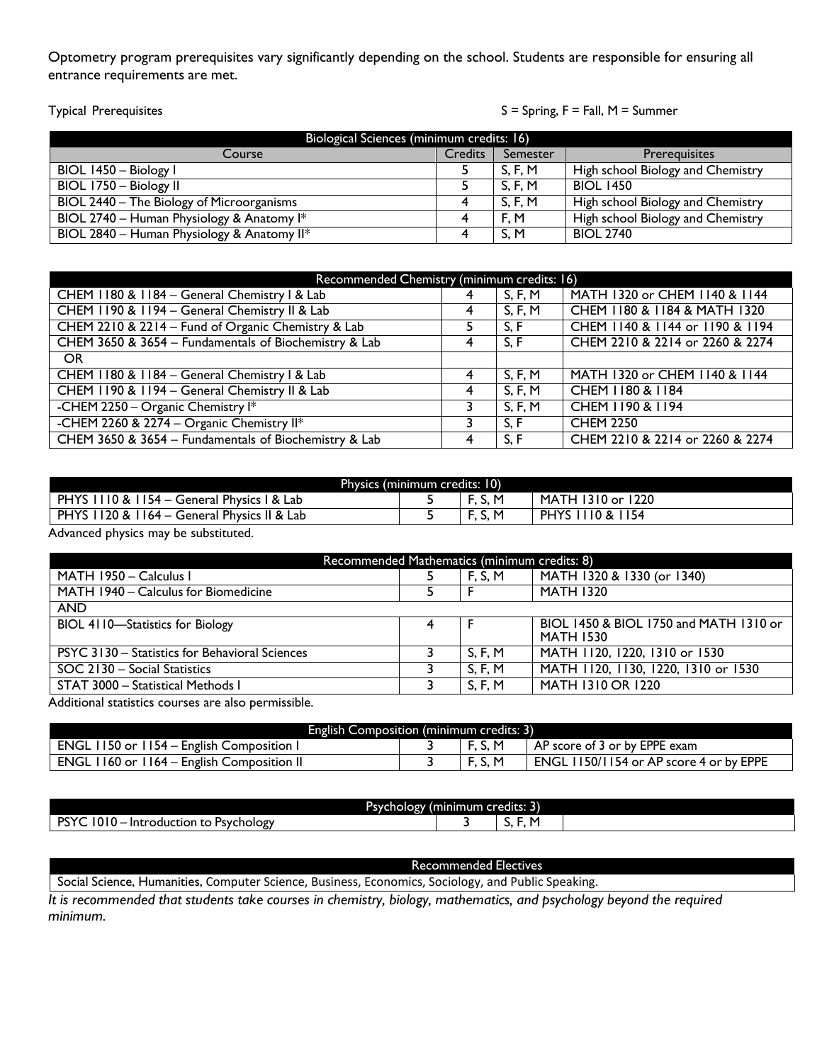Optometry program prerequisites vary significantly depending on the school. Students are responsible for ensuring all entrance requirements are met.

Typical Prerequisites

S = Spring, F = Fall, M = Summer

| Biological Sciences (minimum credits: 16) | | | |
|---|---|---|---|
| Course | Credits | Semester | Prerequisites |
| BIOL 1450 – Biology I | 5 | S, F, M | High school Biology and Chemistry |
| BIOL 1750 – Biology II | 5 | S, F, M | BIOL 1450 |
| BIOL 2440 – The Biology of Microorganisms | 4 | S, F, M | High school Biology and Chemistry |
| BIOL 2740 – Human Physiology & Anatomy I* | 4 | F, M | High school Biology and Chemistry |
| BIOL 2840 – Human Physiology & Anatomy II* | 4 | S, M | BIOL 2740 |

| Recommended Chemistry (minimum credits: 16) | | | |
|---|---|---|---|
| CHEM 1180 & 1184 – General Chemistry I & Lab | 4 | S, F, M | MATH 1320 or CHEM 1140 & 1144 |
| CHEM 1190 & 1194 – General Chemistry II & Lab | 4 | S, F, M | CHEM 1180 & 1184 & MATH 1320 |
| CHEM 2210 & 2214 – Fund of Organic Chemistry & Lab | 5 | S, F | CHEM 1140 & 1144 or 1190 & 1194 |
| CHEM 3650 & 3654 – Fundamentals of Biochemistry & Lab | 4 | S, F | CHEM 2210 & 2214 or 2260 & 2274 |
| OR | | | |
| CHEM 1180 & 1184 – General Chemistry I & Lab | 4 | S, F, M | MATH 1320 or CHEM 1140 & 1144 |
| CHEM 1190 & 1194 – General Chemistry II & Lab | 4 | S, F, M | CHEM 1180 & 1184 |
| -CHEM 2250 – Organic Chemistry I* | 3 | S, F, M | CHEM 1190 & 1194 |
| -CHEM 2260 & 2274 – Organic Chemistry II* | 3 | S, F | CHEM 2250 |
| CHEM 3650 & 3654 – Fundamentals of Biochemistry & Lab | 4 | S, F | CHEM 2210 & 2214 or 2260 & 2274 |

| Physics (minimum credits: 10) | | | |
|---|---|---|---|
| PHYS 1110 & 1154 – General Physics I & Lab | 5 | F, S, M | MATH 1310 or 1220 |
| PHYS 1120 & 1164 – General Physics II & Lab | 5 | F, S, M | PHYS 1110 & 1154 |

Advanced physics may be substituted.

| Recommended Mathematics (minimum credits: 8) | | | |
|---|---|---|---|
| MATH 1950 – Calculus I | 5 | F, S, M | MATH 1320 & 1330 (or 1340) |
| MATH 1940 – Calculus for Biomedicine | 5 | F | MATH 1320 |
| AND | | | |
| BIOL 4110—Statistics for Biology | 4 | F | BIOL 1450 & BIOL 1750 and MATH 1310 or MATH 1530 |
| PSYC 3130 – Statistics for Behavioral Sciences | 3 | S, F, M | MATH 1120, 1220, 1310 or 1530 |
| SOC 2130 – Social Statistics | 3 | S, F, M | MATH 1120, 1130, 1220, 1310 or 1530 |
| STAT 3000 – Statistical Methods I | 3 | S, F, M | MATH 1310 OR 1220 |

Additional statistics courses are also permissible.

| English Composition (minimum credits: 3) | | | |
|---|---|---|---|
| ENGL 1150 or 1154 – English Composition I | 3 | F, S, M | AP score of 3 or by EPPE exam |
| ENGL 1160 or 1164 – English Composition II | 3 | F, S, M | ENGL 1150/1154 or AP score 4 or by EPPE |

| Psychology (minimum credits: 3) | | | |
|---|---|---|---|
| PSYC 1010 – Introduction to Psychology | 3 | S, F, M | |

| Recommended Electives |
|---|
| Social Science, Humanities, Computer Science, Business, Economics, Sociology, and Public Speaking. |

*It is recommended that students take courses in chemistry, biology, mathematics, and psychology beyond the required minimum.*